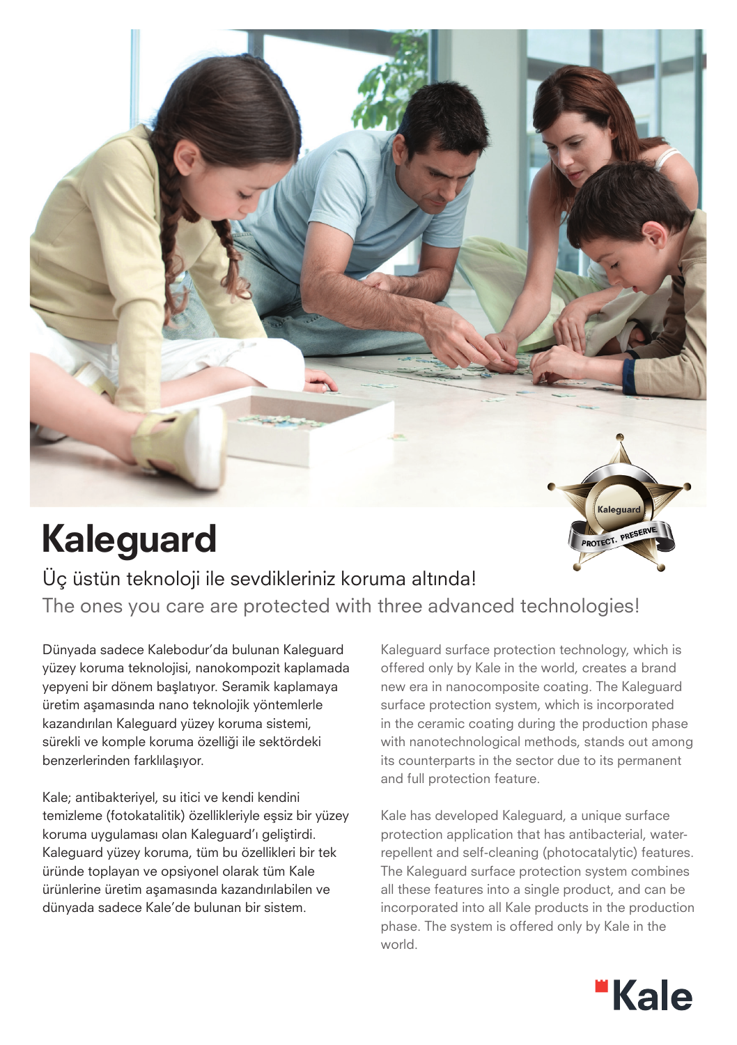# Kaleguard

Üç üstün teknoloji ile sevdikleriniz koruma altında!

The ones you care are protected with three advanced technologies!

Dünyada sadece Kalebodur'da bulunan Kaleguard yüzey koruma teknolojisi, nanokompozit kaplamada yepyeni bir dönem başlatıyor. Seramik kaplamaya üretim aşamasında nano teknolojik yöntemlerle kazandırılan Kaleguard yüzey koruma sistemi, sürekli ve komple koruma özelliği ile sektördeki benzerlerinden farklılaşıyor.

Kale; antibakteriyel, su itici ve kendi kendini temizleme (fotokatalitik) özellikleriyle eşsiz bir yüzey koruma uygulaması olan Kaleguard'ı geliştirdi. Kaleguard yüzey koruma, tüm bu özellikleri bir tek üründe toplayan ve opsiyonel olarak tüm Kale ürünlerine üretim aşamasında kazandırılabilen ve dünyada sadece Kale'de bulunan bir sistem.

Kaleguard surface protection technology, which is offered only by Kale in the world, creates a brand new era in nanocomposite coating. The Kaleguard surface protection system, which is incorporated in the ceramic coating during the production phase with nanotechnological methods, stands out among its counterparts in the sector due to its permanent and full protection feature.

Kale has developed Kaleguard, a unique surface protection application that has antibacterial, water-repellent and self-cleaning (photocatalytic) features. The Kaleguard surface protection system combines all these features into a single product, and can be incorporated into all Kale products in the production phase. The system is offered only by Kale in the world.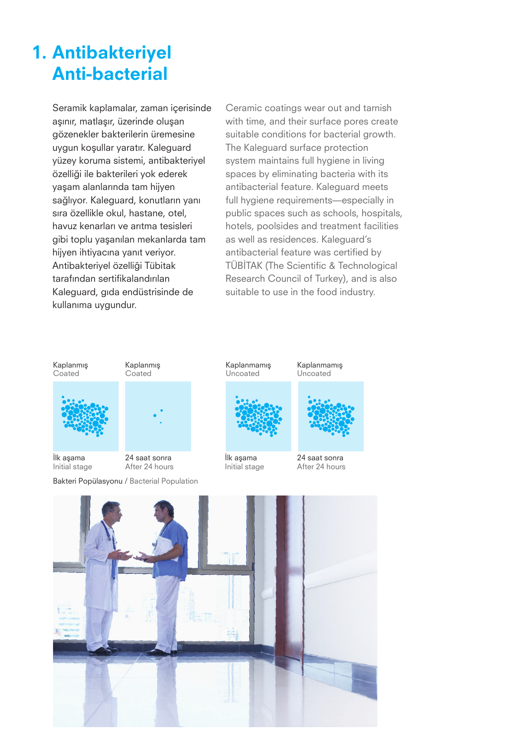# 1. Antibakteriyel
# Anti-bacterial

Seramik kaplamalar, zaman içerisinde aşınır, matlaşır, üzerinde oluşan gözenekler bakterilerin üremesine uygun koşullar yaratır. Kaleguard yüzey koruma sistemi, antibakteriyel özelliği ile bakterileri yok ederek yaşam alanlarında tam hijyen sağlıyor. Kaleguard, konutların yanı sıra özellikle okul, hastane, otel, havuz kenarları ve arıtma tesisleri gibi toplu yaşanılan mekanlarda tam hijyen ihtiyacına yanıt veriyor. Antibakteriyel özelliği Tübitak tarafından sertifikalandırılan Kaleguard, gıda endüstrisinde de kullanıma uygundur.

Ceramic coatings wear out and tarnish with time, and their surface pores create suitable conditions for bacterial growth. The Kaleguard surface protection system maintains full hygiene in living spaces by eliminating bacteria with its antibacterial feature. Kaleguard meets full hygiene requirements—especially in public spaces such as schools, hospitals, hotels, poolsides and treatment facilities as well as residences. Kaleguard's antibacterial feature was certified by TÜBİTAK (The Scientific & Technological Research Council of Turkey), and is also suitable to use in the food industry.

| Kaplanmış / Coated | Kaplanmış / Coated | Kaplanmamış / Uncoated | Kaplanmamış / Uncoated |
|---|---|---|---|
| İlk aşama / Initial stage | 24 saat sonra / After 24 hours | İlk aşama / Initial stage | 24 saat sonra / After 24 hours |

Bakteri Popülasyonu / Bacterial Population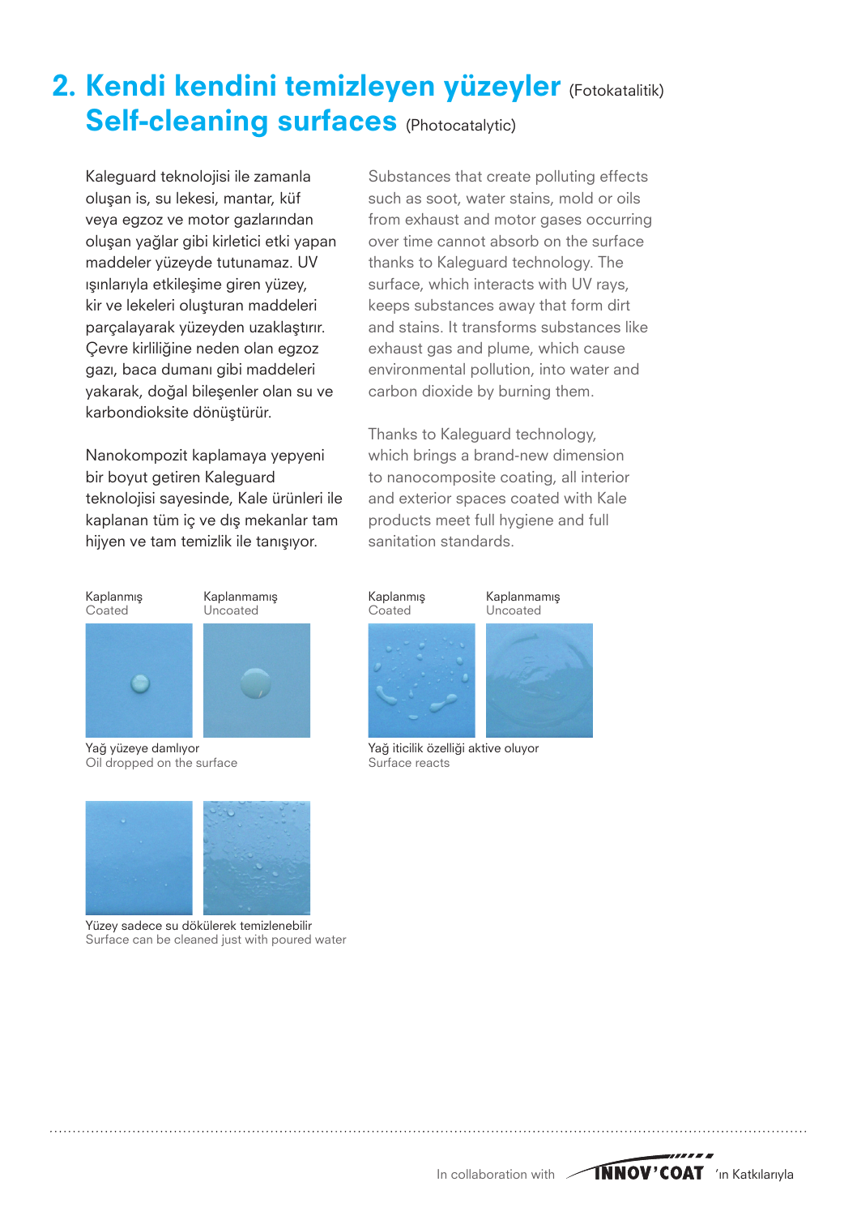## 2. Kendi kendini temizleyen yüzeyler (Fotokatalitik)
## Self-cleaning surfaces (Photocatalytic)

Kaleguard teknolojisi ile zamanla oluşan is, su lekesi, mantar, küf veya egzoz ve motor gazlarından oluşan yağlar gibi kirletici etki yapan maddeler yüzeyde tutunamaz. UV ışınlarıyla etkileşime giren yüzey, kir ve lekeleri oluşturan maddeleri parçalayarak yüzeyden uzaklaştırır. Çevre kirliliğine neden olan egzoz gazı, baca dumanı gibi maddeleri yakarak, doğal bileşenler olan su ve karbondioksite dönüştürür.

Nanokompozit kaplamaya yepyeni bir boyut getiren Kaleguard teknolojisi sayesinde, Kale ürünleri ile kaplanan tüm iç ve dış mekanlar tam hijyen ve tam temizlik ile tanışıyor.

Substances that create polluting effects such as soot, water stains, mold or oils from exhaust and motor gases occurring over time cannot absorb on the surface thanks to Kaleguard technology. The surface, which interacts with UV rays, keeps substances away that form dirt and stains. It transforms substances like exhaust gas and plume, which cause environmental pollution, into water and carbon dioxide by burning them.

Thanks to Kaleguard technology, which brings a brand-new dimension to nanocomposite coating, all interior and exterior spaces coated with Kale products meet full hygiene and full sanitation standards.

Kaplanmış / Coated — Kaplanmamış / Uncoated

Yağ yüzeye damlıyor
Oil dropped on the surface

Kaplanmış / Coated — Kaplanmamış / Uncoated

Yağ iticilik özelliği aktive oluyor
Surface reacts

Yüzey sadece su dökülerek temizlenebilir
Surface can be cleaned just with poured water

In collaboration with INNOV'COAT 'ın Katkılarıyla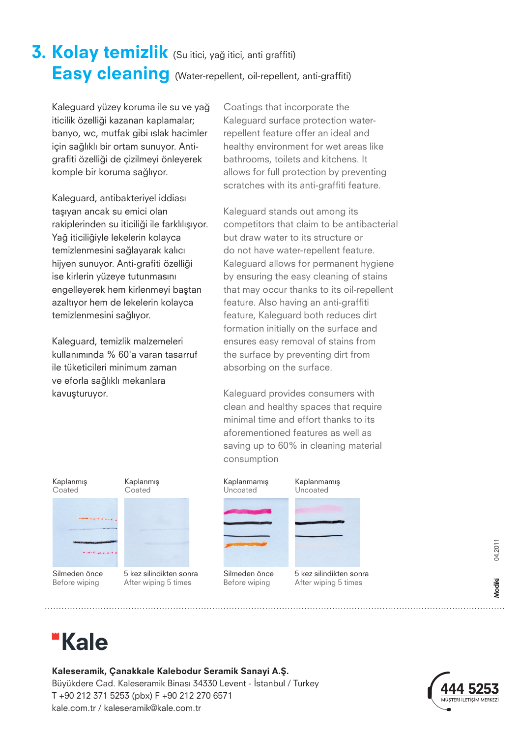## 3. Kolay temizlik (Su itici, yağ itici, anti graffiti)
## Easy cleaning (Water-repellent, oil-repellent, anti-graffiti)

Kaleguard yüzey koruma ile su ve yağ iticilik özelliği kazanan kaplamalar; banyo, wc, mutfak gibi ıslak hacimler için sağlıklı bir ortam sunuyor. Anti-grafiti özelliği de çizilmeyi önleyerek komple bir koruma sağlıyor.

Kaleguard, antibakteriyel iddiası taşıyan ancak su emici olan rakiplerinden su iticiliği ile farklılışıyor. Yağ iticiliğiyle lekelerin kolayca temizlenmesini sağlayarak kalıcı hijyen sunuyor. Anti-grafiti özelliği ise kirlerin yüzeye tutunmasını engelleyerek hem kirlenmeyi baştan azaltıyor hem de lekelerin kolayca temizlenmesini sağlıyor.

Kaleguard, temizlik malzemeleri kullanımında % 60'a varan tasarruf ile tüketicileri minimum zaman ve eforla sağlıklı mekanlara kavuşturuyor.

Coatings that incorporate the Kaleguard surface protection water-repellent feature offer an ideal and healthy environment for wet areas like bathrooms, toilets and kitchens. It allows for full protection by preventing scratches with its anti-graffiti feature.

Kaleguard stands out among its competitors that claim to be antibacterial but draw water to its structure or do not have water-repellent feature. Kaleguard allows for permanent hygiene by ensuring the easy cleaning of stains that may occur thanks to its oil-repellent feature. Also having an anti-graffiti feature, Kaleguard both reduces dirt formation initially on the surface and ensures easy removal of stains from the surface by preventing dirt from absorbing on the surface.

Kaleguard provides consumers with clean and healthy spaces that require minimal time and effort thanks to its aforementioned features as well as saving up to 60% in cleaning material consumption

Kaplanmış
Coated

Silmeden önce
Before wiping

Kaplanmış
Coated

5 kez silindikten sonra
After wiping 5 times

Kaplanmamış
Uncoated

Silmeden önce
Before wiping

Kaplanmamış
Uncoated

5 kez silindikten sonra
After wiping 5 times

Modiki 04.2011

**Kale**

**Kaleseramik, Çanakkale Kalebodur Seramik Sanayi A.Ş.**
Büyükdere Cad. Kaleseramik Binası 34330 Levent - İstanbul / Turkey
T +90 212 371 5253 (pbx) F +90 212 270 6571
kale.com.tr / kaleseramik@kale.com.tr

444 5253
MÜŞTERİ İLETİŞİM MERKEZİ